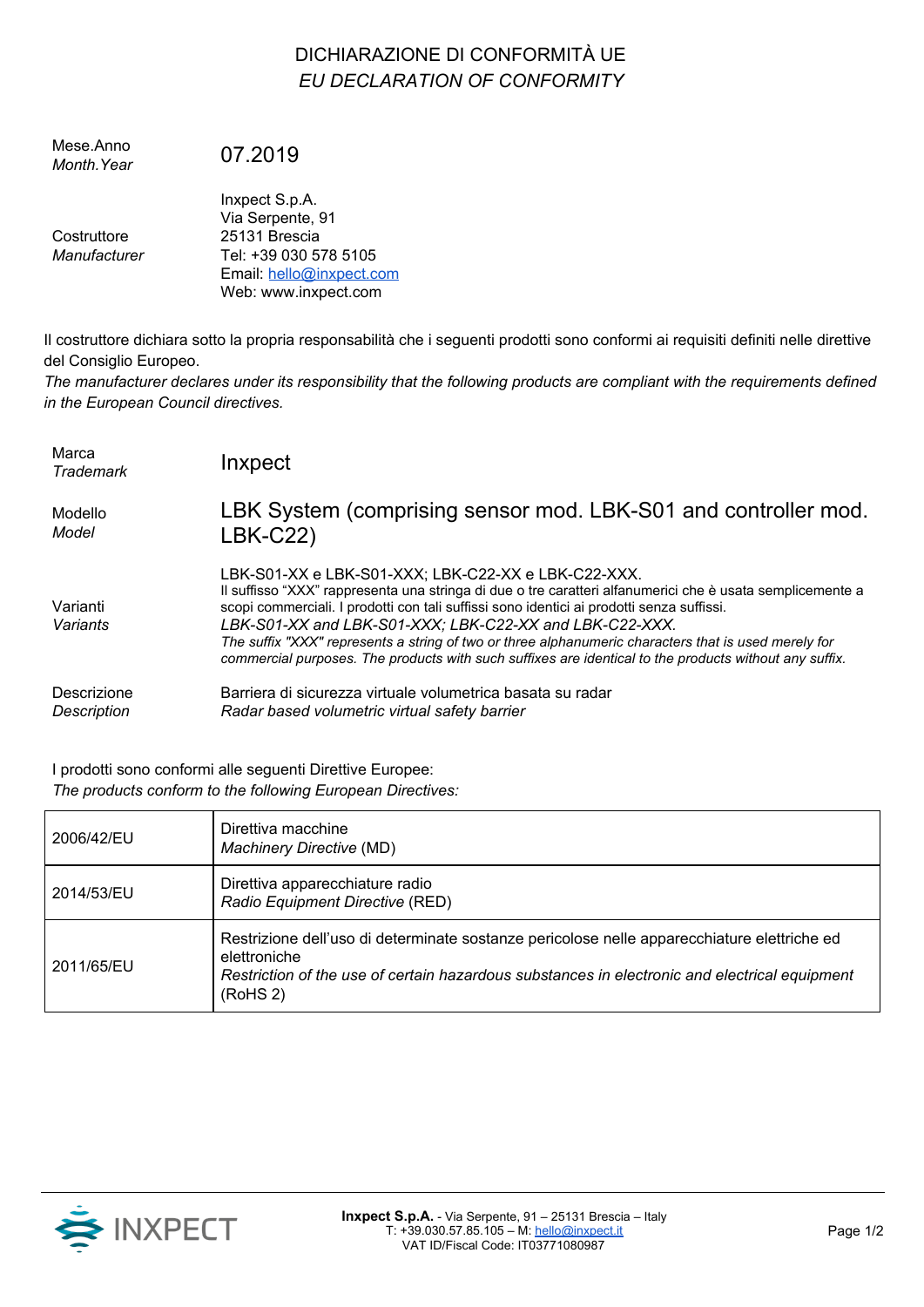# DICHIARAZIONE DI CONFORMITÀ UE
# *EU DECLARATION OF CONFORMITY*

| | |
|---|---|
| Mese.Anno<br>*Month.Year* | 07.2019 |
| Costruttore<br>*Manufacturer* | Inxpect S.p.A.<br>Via Serpente, 91<br>25131 Brescia<br>Tel: +39 030 578 5105<br>Email: hello@inxpect.com<br>Web: www.inxpect.com |

Il costruttore dichiara sotto la propria responsabilità che i seguenti prodotti sono conformi ai requisiti definiti nelle direttive del Consiglio Europeo.
*The manufacturer declares under its responsibility that the following products are compliant with the requirements defined in the European Council directives.*

| | |
|---|---|
| Marca<br>*Trademark* | Inxpect |
| Modello<br>*Model* | LBK System (comprising sensor mod. LBK-S01 and controller mod. LBK-C22) |
| Varianti<br>*Variants* | LBK-S01-XX e LBK-S01-XXX; LBK-C22-XX e LBK-C22-XXX.<br>Il suffisso “XXX” rappresenta una stringa di due o tre caratteri alfanumerici che è usata semplicemente a scopi commerciali. I prodotti con tali suffissi sono identici ai prodotti senza suffissi.<br>*LBK-S01-XX and LBK-S01-XXX; LBK-C22-XX and LBK-C22-XXX.*<br>*The suffix "XXX" represents a string of two or three alphanumeric characters that is used merely for commercial purposes. The products with such suffixes are identical to the products without any suffix.* |
| Descrizione<br>*Description* | Barriera di sicurezza virtuale volumetrica basata su radar<br>*Radar based volumetric virtual safety barrier* |

I prodotti sono conformi alle seguenti Direttive Europee:
*The products conform to the following European Directives:*

| | |
|---|---|
| 2006/42/EU | Direttiva macchine<br>*Machinery Directive* (MD) |
| 2014/53/EU | Direttiva apparecchiature radio<br>*Radio Equipment Directive* (RED) |
| 2011/65/EU | Restrizione dell’uso di determinate sostanze pericolose nelle apparecchiature elettriche ed elettroniche<br>*Restriction of the use of certain hazardous substances in electronic and electrical equipment* (RoHS 2) |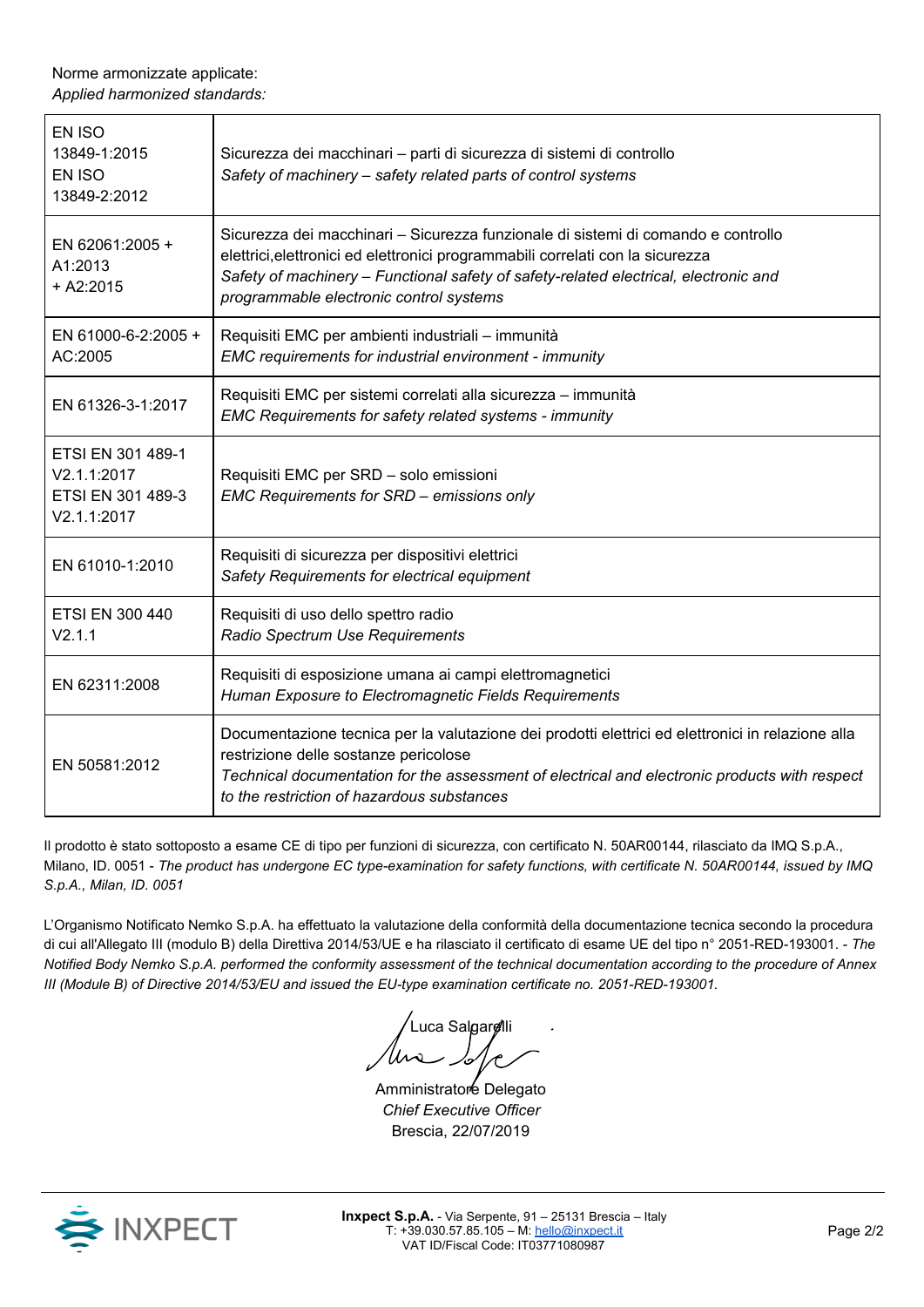Norme armonizzate applicate:
*Applied harmonized standards:*

| | |
|---|---|
| EN ISO 13849-1:2015<br>EN ISO 13849-2:2012 | Sicurezza dei macchinari – parti di sicurezza di sistemi di controllo<br>*Safety of machinery – safety related parts of control systems* |
| EN 62061:2005 + A1:2013 + A2:2015 | Sicurezza dei macchinari – Sicurezza funzionale di sistemi di comando e controllo elettrici,elettronici ed elettronici programmabili correlati con la sicurezza<br>*Safety of machinery – Functional safety of safety-related electrical, electronic and programmable electronic control systems* |
| EN 61000-6-2:2005 + AC:2005 | Requisiti EMC per ambienti industriali – immunità<br>*EMC requirements for industrial environment - immunity* |
| EN 61326-3-1:2017 | Requisiti EMC per sistemi correlati alla sicurezza – immunità<br>*EMC Requirements for safety related systems - immunity* |
| ETSI EN 301 489-1 V2.1.1:2017<br>ETSI EN 301 489-3 V2.1.1:2017 | Requisiti EMC per SRD – solo emissioni<br>*EMC Requirements for SRD – emissions only* |
| EN 61010-1:2010 | Requisiti di sicurezza per dispositivi elettrici<br>*Safety Requirements for electrical equipment* |
| ETSI EN 300 440 V2.1.1 | Requisiti di uso dello spettro radio<br>*Radio Spectrum Use Requirements* |
| EN 62311:2008 | Requisiti di esposizione umana ai campi elettromagnetici<br>*Human Exposure to Electromagnetic Fields Requirements* |
| EN 50581:2012 | Documentazione tecnica per la valutazione dei prodotti elettrici ed elettronici in relazione alla restrizione delle sostanze pericolose<br>*Technical documentation for the assessment of electrical and electronic products with respect to the restriction of hazardous substances* |

Il prodotto è stato sottoposto a esame CE di tipo per funzioni di sicurezza, con certificato N. 50AR00144, rilasciato da IMQ S.p.A., Milano, ID. 0051 - *The product has undergone EC type-examination for safety functions, with certificate N. 50AR00144, issued by IMQ S.p.A., Milan, ID. 0051*

L'Organismo Notificato Nemko S.p.A. ha effettuato la valutazione della conformità della documentazione tecnica secondo la procedura di cui all'Allegato III (modulo B) della Direttiva 2014/53/UE e ha rilasciato il certificato di esame UE del tipo n° 2051-RED-193001. - *The Notified Body Nemko S.p.A. performed the conformity assessment of the technical documentation according to the procedure of Annex III (Module B) of Directive 2014/53/EU and issued the EU-type examination certificate no. 2051-RED-193001.*

Luca Salgarelli
Amministratore Delegato
*Chief Executive Officer*
Brescia, 22/07/2019

**Inxpect S.p.A.** - Via Serpente, 91 – 25131 Brescia – Italy
T: +39.030.57.85.105 – M: hello@inxpect.it
VAT ID/Fiscal Code: IT03771080987